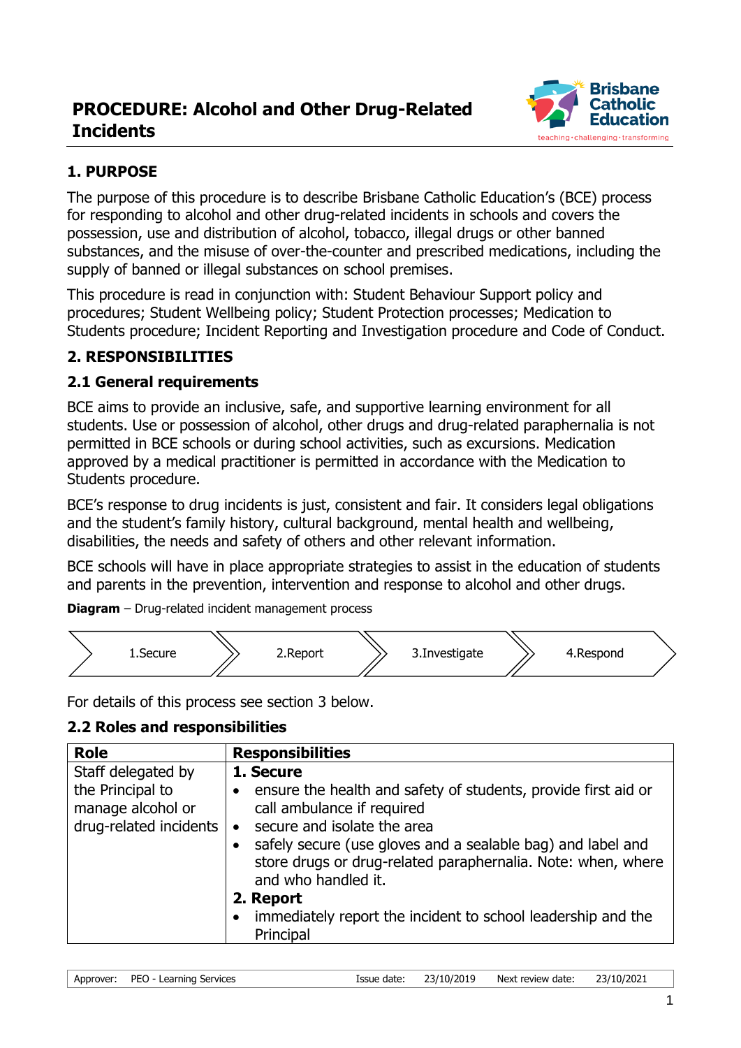# PROCEDURE: Alcohol and Other Drug-Related Incidents

## 1. PURPOSE

The purpose of this procedure is to describe Brisbane Catholic Education's (BCE) process for responding to alcohol and other drug-related incidents in schools and covers the possession, use and distribution of alcohol, tobacco, illegal drugs or other banned substances, and the misuse of over-the-counter and prescribed medications, including the supply of banned or illegal substances on school premises.

This procedure is read in conjunction with: Student Behaviour Support policy and procedures; Student Wellbeing policy; Student Protection processes; Medication to Students procedure; Incident Reporting and Investigation procedure and Code of Conduct.

## 2. RESPONSIBILITIES

### 2.1 General requirements

BCE aims to provide an inclusive, safe, and supportive learning environment for all students. Use or possession of alcohol, other drugs and drug-related paraphernalia is not permitted in BCE schools or during school activities, such as excursions. Medication approved by a medical practitioner is permitted in accordance with the Medication to Students procedure.

BCE's response to drug incidents is just, consistent and fair. It considers legal obligations and the student's family history, cultural background, mental health and wellbeing, disabilities, the needs and safety of others and other relevant information.

BCE schools will have in place appropriate strategies to assist in the education of students and parents in the prevention, intervention and response to alcohol and other drugs.

**Diagram** – Drug-related incident management process

1.Secure → 2.Report → 3.Investigate → 4.Respond

For details of this process see section 3 below.

### 2.2 Roles and responsibilities

| Role | Responsibilities |
|---|---|
| Staff delegated by the Principal to manage alcohol or drug-related incidents | **1. Secure**<br>• ensure the health and safety of students, provide first aid or call ambulance if required<br>• secure and isolate the area<br>• safely secure (use gloves and a sealable bag) and label and store drugs or drug-related paraphernalia. Note: when, where and who handled it.<br>**2. Report**<br>• immediately report the incident to school leadership and the Principal |

Approver: PEO - Learning Services | Issue date: 23/10/2019 | Next review date: 23/10/2021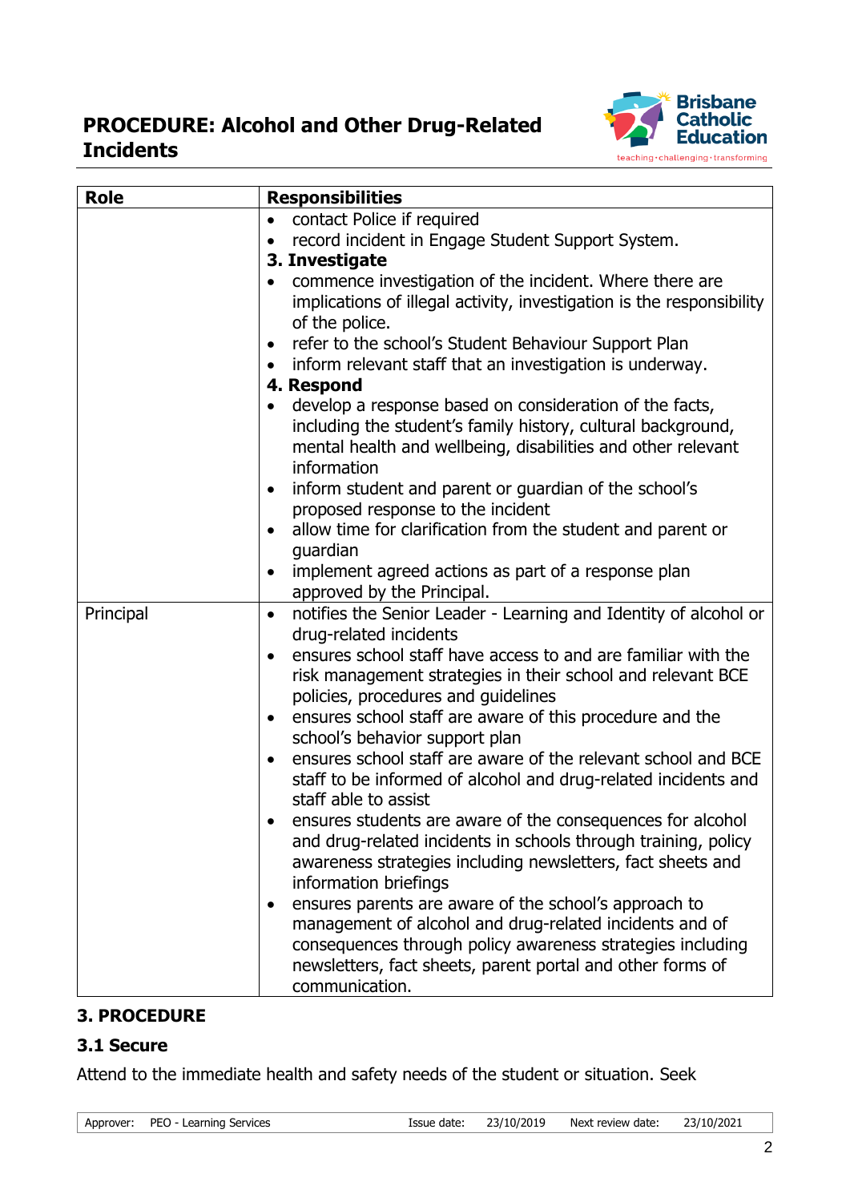| Role | Responsibilities |
| --- | --- |
| | • contact Police if required<br>• record incident in Engage Student Support System.<br>**3. Investigate**<br>• commence investigation of the incident. Where there are implications of illegal activity, investigation is the responsibility of the police.<br>• refer to the school's Student Behaviour Support Plan<br>• inform relevant staff that an investigation is underway.<br>**4. Respond**<br>• develop a response based on consideration of the facts, including the student's family history, cultural background, mental health and wellbeing, disabilities and other relevant information<br>• inform student and parent or guardian of the school's proposed response to the incident<br>• allow time for clarification from the student and parent or guardian<br>• implement agreed actions as part of a response plan approved by the Principal. |
| Principal | • notifies the Senior Leader - Learning and Identity of alcohol or drug-related incidents<br>• ensures school staff have access to and are familiar with the risk management strategies in their school and relevant BCE policies, procedures and guidelines<br>• ensures school staff are aware of this procedure and the school's behavior support plan<br>• ensures school staff are aware of the relevant school and BCE staff to be informed of alcohol and drug-related incidents and staff able to assist<br>• ensures students are aware of the consequences for alcohol and drug-related incidents in schools through training, policy awareness strategies including newsletters, fact sheets and information briefings<br>• ensures parents are aware of the school's approach to management of alcohol and drug-related incidents and of consequences through policy awareness strategies including newsletters, fact sheets, parent portal and other forms of communication. |

## 3. PROCEDURE

### 3.1 Secure

Attend to the immediate health and safety needs of the student or situation. Seek

| Approver: | PEO - Learning Services | Issue date: | 23/10/2019 | Next review date: | 23/10/2021 |
| --- | --- | --- | --- | --- | --- |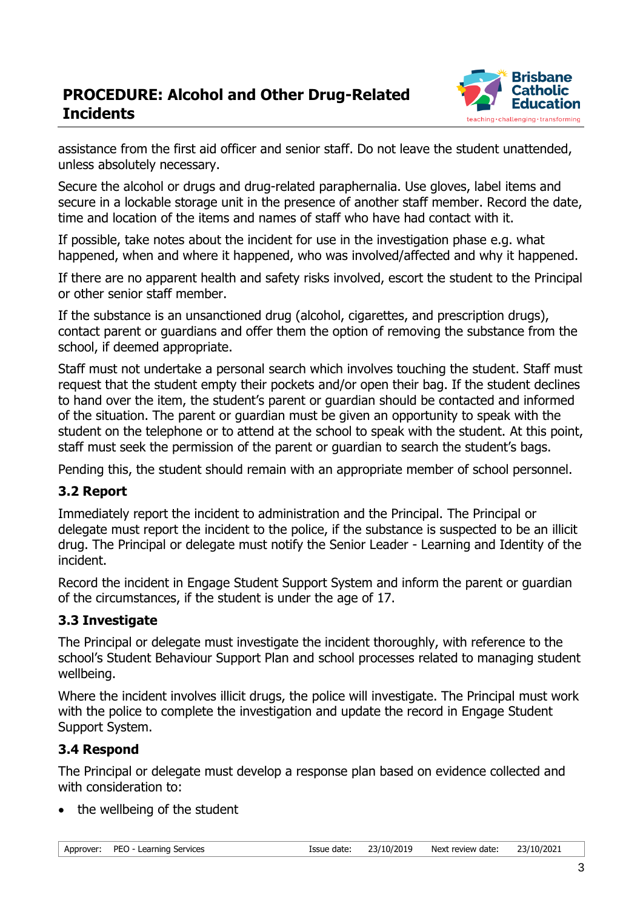assistance from the first aid officer and senior staff. Do not leave the student unattended, unless absolutely necessary.

Secure the alcohol or drugs and drug-related paraphernalia. Use gloves, label items and secure in a lockable storage unit in the presence of another staff member. Record the date, time and location of the items and names of staff who have had contact with it.

If possible, take notes about the incident for use in the investigation phase e.g. what happened, when and where it happened, who was involved/affected and why it happened.

If there are no apparent health and safety risks involved, escort the student to the Principal or other senior staff member.

If the substance is an unsanctioned drug (alcohol, cigarettes, and prescription drugs), contact parent or guardians and offer them the option of removing the substance from the school, if deemed appropriate.

Staff must not undertake a personal search which involves touching the student. Staff must request that the student empty their pockets and/or open their bag. If the student declines to hand over the item, the student's parent or guardian should be contacted and informed of the situation. The parent or guardian must be given an opportunity to speak with the student on the telephone or to attend at the school to speak with the student. At this point, staff must seek the permission of the parent or guardian to search the student's bags.

Pending this, the student should remain with an appropriate member of school personnel.

### 3.2 Report

Immediately report the incident to administration and the Principal. The Principal or delegate must report the incident to the police, if the substance is suspected to be an illicit drug. The Principal or delegate must notify the Senior Leader - Learning and Identity of the incident.

Record the incident in Engage Student Support System and inform the parent or guardian of the circumstances, if the student is under the age of 17.

### 3.3 Investigate

The Principal or delegate must investigate the incident thoroughly, with reference to the school's Student Behaviour Support Plan and school processes related to managing student wellbeing.

Where the incident involves illicit drugs, the police will investigate. The Principal must work with the police to complete the investigation and update the record in Engage Student Support System.

### 3.4 Respond

The Principal or delegate must develop a response plan based on evidence collected and with consideration to:

- the wellbeing of the student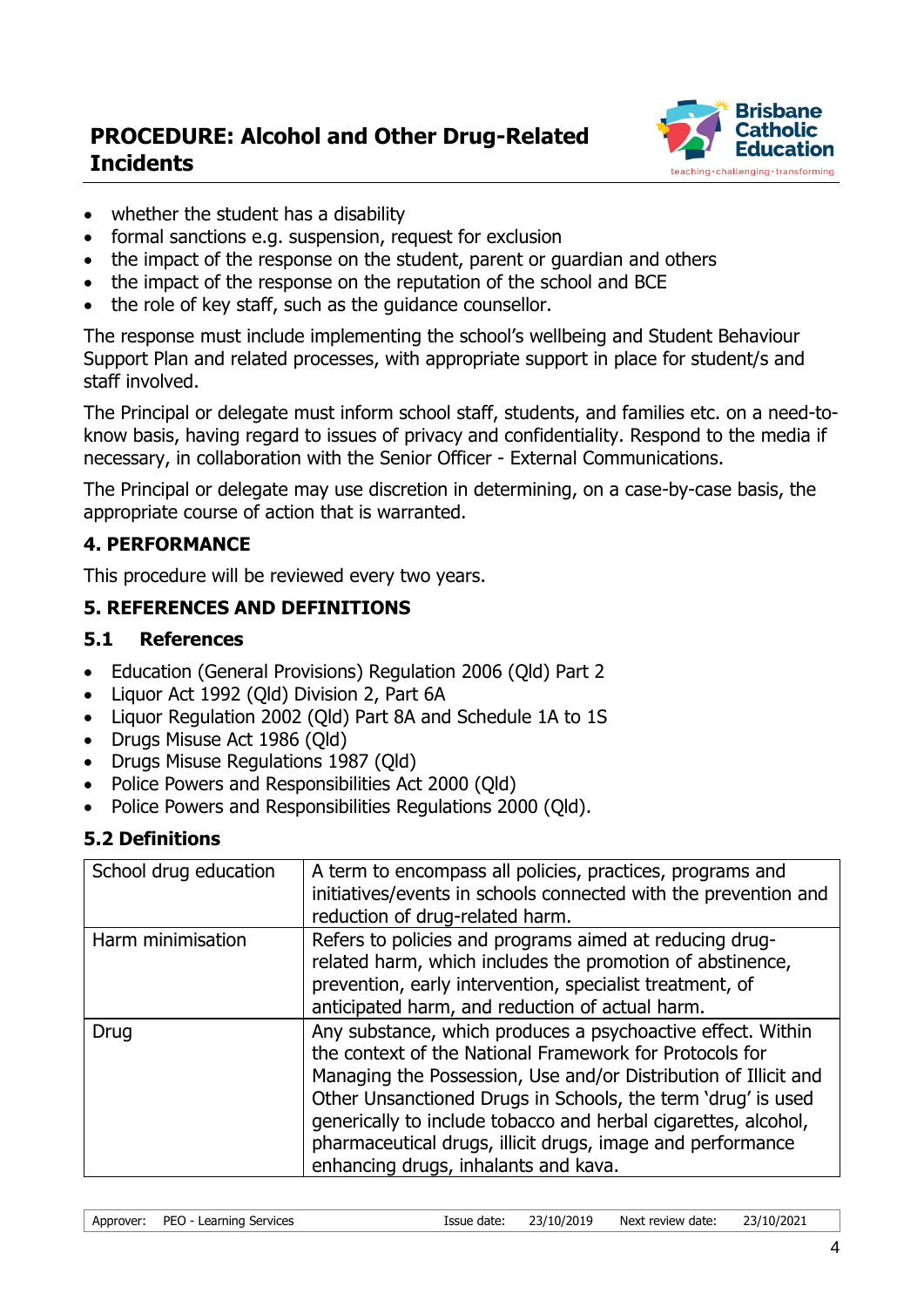- whether the student has a disability
- formal sanctions e.g. suspension, request for exclusion
- the impact of the response on the student, parent or guardian and others
- the impact of the response on the reputation of the school and BCE
- the role of key staff, such as the guidance counsellor.

The response must include implementing the school's wellbeing and Student Behaviour Support Plan and related processes, with appropriate support in place for student/s and staff involved.

The Principal or delegate must inform school staff, students, and families etc. on a need-to-know basis, having regard to issues of privacy and confidentiality. Respond to the media if necessary, in collaboration with the Senior Officer - External Communications.

The Principal or delegate may use discretion in determining, on a case-by-case basis, the appropriate course of action that is warranted.

## 4. PERFORMANCE

This procedure will be reviewed every two years.

## 5. REFERENCES AND DEFINITIONS

### 5.1 References

- Education (General Provisions) Regulation 2006 (Qld) Part 2
- Liquor Act 1992 (Qld) Division 2, Part 6A
- Liquor Regulation 2002 (Qld) Part 8A and Schedule 1A to 1S
- Drugs Misuse Act 1986 (Qld)
- Drugs Misuse Regulations 1987 (Qld)
- Police Powers and Responsibilities Act 2000 (Qld)
- Police Powers and Responsibilities Regulations 2000 (Qld).

### 5.2 Definitions

| | |
|---|---|
| School drug education | A term to encompass all policies, practices, programs and initiatives/events in schools connected with the prevention and reduction of drug-related harm. |
| Harm minimisation | Refers to policies and programs aimed at reducing drug-related harm, which includes the promotion of abstinence, prevention, early intervention, specialist treatment, of anticipated harm, and reduction of actual harm. |
| Drug | Any substance, which produces a psychoactive effect. Within the context of the National Framework for Protocols for Managing the Possession, Use and/or Distribution of Illicit and Other Unsanctioned Drugs in Schools, the term 'drug' is used generically to include tobacco and herbal cigarettes, alcohol, pharmaceutical drugs, illicit drugs, image and performance enhancing drugs, inhalants and kava. |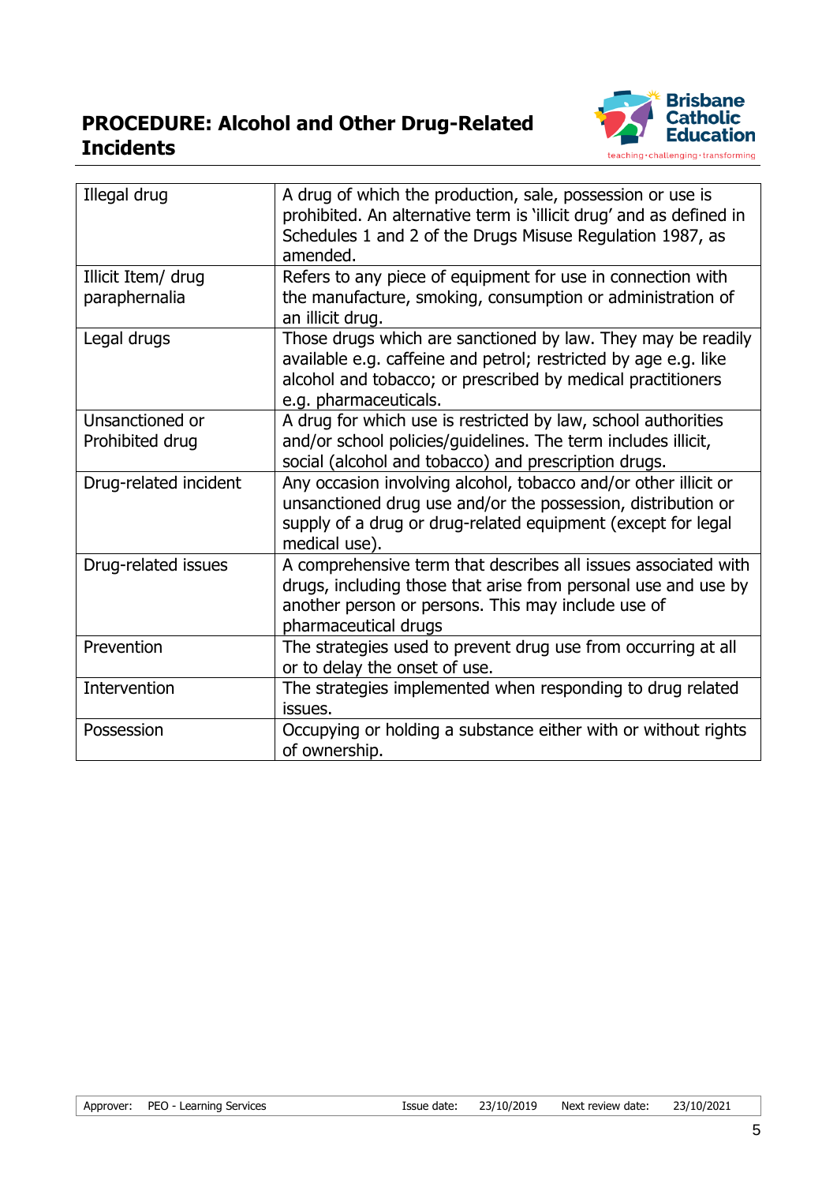| | |
|---|---|
| Illegal drug | A drug of which the production, sale, possession or use is prohibited. An alternative term is 'illicit drug' and as defined in Schedules 1 and 2 of the Drugs Misuse Regulation 1987, as amended. |
| Illicit Item/ drug paraphernalia | Refers to any piece of equipment for use in connection with the manufacture, smoking, consumption or administration of an illicit drug. |
| Legal drugs | Those drugs which are sanctioned by law. They may be readily available e.g. caffeine and petrol; restricted by age e.g. like alcohol and tobacco; or prescribed by medical practitioners e.g. pharmaceuticals. |
| Unsanctioned or Prohibited drug | A drug for which use is restricted by law, school authorities and/or school policies/guidelines. The term includes illicit, social (alcohol and tobacco) and prescription drugs. |
| Drug-related incident | Any occasion involving alcohol, tobacco and/or other illicit or unsanctioned drug use and/or the possession, distribution or supply of a drug or drug-related equipment (except for legal medical use). |
| Drug-related issues | A comprehensive term that describes all issues associated with drugs, including those that arise from personal use and use by another person or persons. This may include use of pharmaceutical drugs |
| Prevention | The strategies used to prevent drug use from occurring at all or to delay the onset of use. |
| Intervention | The strategies implemented when responding to drug related issues. |
| Possession | Occupying or holding a substance either with or without rights of ownership. |